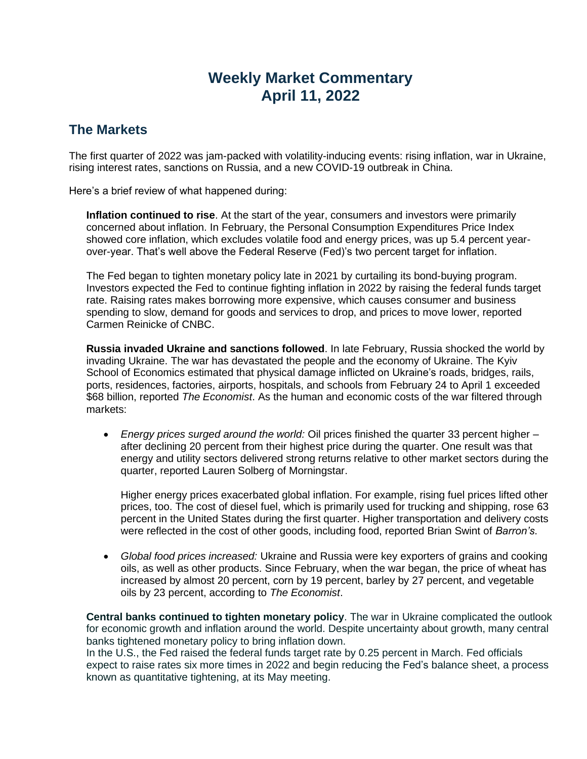# Weekly Market Commentary
# April 11, 2022

## The Markets

The first quarter of 2022 was jam-packed with volatility-inducing events: rising inflation, war in Ukraine, rising interest rates, sanctions on Russia, and a new COVID-19 outbreak in China.

Here's a brief review of what happened during:

**Inflation continued to rise**. At the start of the year, consumers and investors were primarily concerned about inflation. In February, the Personal Consumption Expenditures Price Index showed core inflation, which excludes volatile food and energy prices, was up 5.4 percent year-over-year. That's well above the Federal Reserve (Fed)'s two percent target for inflation.

The Fed began to tighten monetary policy late in 2021 by curtailing its bond-buying program. Investors expected the Fed to continue fighting inflation in 2022 by raising the federal funds target rate. Raising rates makes borrowing more expensive, which causes consumer and business spending to slow, demand for goods and services to drop, and prices to move lower, reported Carmen Reinicke of CNBC.

**Russia invaded Ukraine and sanctions followed**. In late February, Russia shocked the world by invading Ukraine. The war has devastated the people and the economy of Ukraine. The Kyiv School of Economics estimated that physical damage inflicted on Ukraine's roads, bridges, rails, ports, residences, factories, airports, hospitals, and schools from February 24 to April 1 exceeded \$68 billion, reported *The Economist*. As the human and economic costs of the war filtered through markets:

- *Energy prices surged around the world:* Oil prices finished the quarter 33 percent higher – after declining 20 percent from their highest price during the quarter. One result was that energy and utility sectors delivered strong returns relative to other market sectors during the quarter, reported Lauren Solberg of Morningstar.

  Higher energy prices exacerbated global inflation. For example, rising fuel prices lifted other prices, too. The cost of diesel fuel, which is primarily used for trucking and shipping, rose 63 percent in the United States during the first quarter. Higher transportation and delivery costs were reflected in the cost of other goods, including food, reported Brian Swint of *Barron's*.

- *Global food prices increased:* Ukraine and Russia were key exporters of grains and cooking oils, as well as other products. Since February, when the war began, the price of wheat has increased by almost 20 percent, corn by 19 percent, barley by 27 percent, and vegetable oils by 23 percent, according to *The Economist*.

**Central banks continued to tighten monetary policy**. The war in Ukraine complicated the outlook for economic growth and inflation around the world. Despite uncertainty about growth, many central banks tightened monetary policy to bring inflation down.
In the U.S., the Fed raised the federal funds target rate by 0.25 percent in March. Fed officials expect to raise rates six more times in 2022 and begin reducing the Fed's balance sheet, a process known as quantitative tightening, at its May meeting.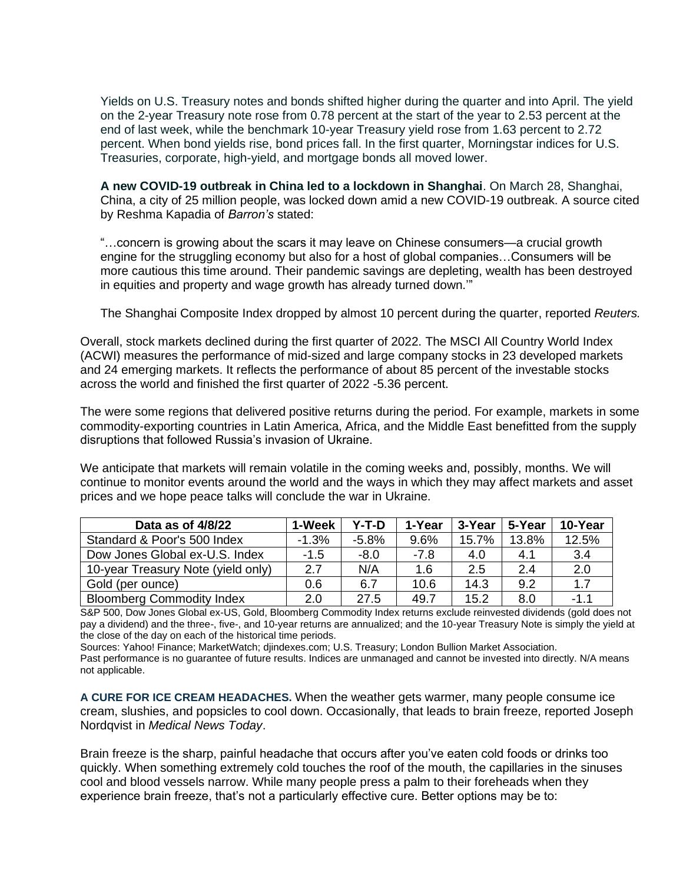Yields on U.S. Treasury notes and bonds shifted higher during the quarter and into April. The yield on the 2-year Treasury note rose from 0.78 percent at the start of the year to 2.53 percent at the end of last week, while the benchmark 10-year Treasury yield rose from 1.63 percent to 2.72 percent. When bond yields rise, bond prices fall. In the first quarter, Morningstar indices for U.S. Treasuries, corporate, high-yield, and mortgage bonds all moved lower.

**A new COVID-19 outbreak in China led to a lockdown in Shanghai**. On March 28, Shanghai, China, a city of 25 million people, was locked down amid a new COVID-19 outbreak. A source cited by Reshma Kapadia of *Barron's* stated:

"…concern is growing about the scars it may leave on Chinese consumers—a crucial growth engine for the struggling economy but also for a host of global companies…Consumers will be more cautious this time around. Their pandemic savings are depleting, wealth has been destroyed in equities and property and wage growth has already turned down.'"

The Shanghai Composite Index dropped by almost 10 percent during the quarter, reported *Reuters.*

Overall, stock markets declined during the first quarter of 2022. The MSCI All Country World Index (ACWI) measures the performance of mid-sized and large company stocks in 23 developed markets and 24 emerging markets. It reflects the performance of about 85 percent of the investable stocks across the world and finished the first quarter of 2022 -5.36 percent.

The were some regions that delivered positive returns during the period. For example, markets in some commodity-exporting countries in Latin America, Africa, and the Middle East benefitted from the supply disruptions that followed Russia's invasion of Ukraine.

We anticipate that markets will remain volatile in the coming weeks and, possibly, months. We will continue to monitor events around the world and the ways in which they may affect markets and asset prices and we hope peace talks will conclude the war in Ukraine.

| Data as of 4/8/22 | 1-Week | Y-T-D | 1-Year | 3-Year | 5-Year | 10-Year |
|---|---|---|---|---|---|---|
| Standard & Poor's 500 Index | -1.3% | -5.8% | 9.6% | 15.7% | 13.8% | 12.5% |
| Dow Jones Global ex-U.S. Index | -1.5 | -8.0 | -7.8 | 4.0 | 4.1 | 3.4 |
| 10-year Treasury Note (yield only) | 2.7 | N/A | 1.6 | 2.5 | 2.4 | 2.0 |
| Gold (per ounce) | 0.6 | 6.7 | 10.6 | 14.3 | 9.2 | 1.7 |
| Bloomberg Commodity Index | 2.0 | 27.5 | 49.7 | 15.2 | 8.0 | -1.1 |

S&P 500, Dow Jones Global ex-US, Gold, Bloomberg Commodity Index returns exclude reinvested dividends (gold does not pay a dividend) and the three-, five-, and 10-year returns are annualized; and the 10-year Treasury Note is simply the yield at the close of the day on each of the historical time periods.

Sources: Yahoo! Finance; MarketWatch; djindexes.com; U.S. Treasury; London Bullion Market Association.

Past performance is no guarantee of future results. Indices are unmanaged and cannot be invested into directly. N/A means not applicable.

**A CURE FOR ICE CREAM HEADACHES.** When the weather gets warmer, many people consume ice cream, slushies, and popsicles to cool down. Occasionally, that leads to brain freeze, reported Joseph Nordqvist in *Medical News Today*.

Brain freeze is the sharp, painful headache that occurs after you've eaten cold foods or drinks too quickly. When something extremely cold touches the roof of the mouth, the capillaries in the sinuses cool and blood vessels narrow. While many people press a palm to their foreheads when they experience brain freeze, that's not a particularly effective cure. Better options may be to: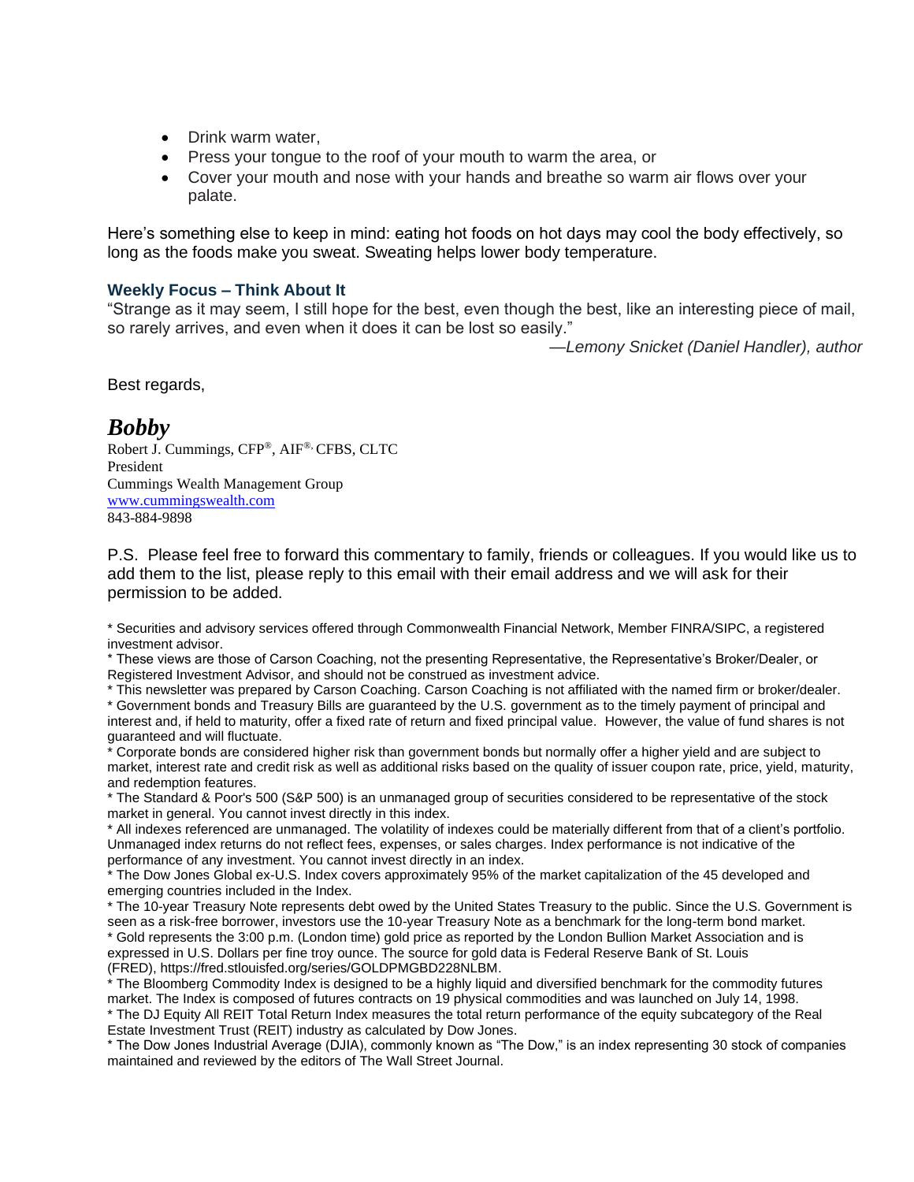- Drink warm water,
- Press your tongue to the roof of your mouth to warm the area, or
- Cover your mouth and nose with your hands and breathe so warm air flows over your palate.

Here's something else to keep in mind: eating hot foods on hot days may cool the body effectively, so long as the foods make you sweat. Sweating helps lower body temperature.

### Weekly Focus – Think About It

"Strange as it may seem, I still hope for the best, even though the best, like an interesting piece of mail, so rarely arrives, and even when it does it can be lost so easily."

—*Lemony Snicket (Daniel Handler), author*

Best regards,

***Bobby***

Robert J. Cummings, CFP®, AIF®, CFBS, CLTC
President
Cummings Wealth Management Group
[www.cummingswealth.com](http://www.cummingswealth.com)
843-884-9898

P.S. Please feel free to forward this commentary to family, friends or colleagues. If you would like us to add them to the list, please reply to this email with their email address and we will ask for their permission to be added.

* Securities and advisory services offered through Commonwealth Financial Network, Member FINRA/SIPC, a registered investment advisor.
* These views are those of Carson Coaching, not the presenting Representative, the Representative's Broker/Dealer, or Registered Investment Advisor, and should not be construed as investment advice.
* This newsletter was prepared by Carson Coaching. Carson Coaching is not affiliated with the named firm or broker/dealer.
* Government bonds and Treasury Bills are guaranteed by the U.S. government as to the timely payment of principal and interest and, if held to maturity, offer a fixed rate of return and fixed principal value. However, the value of fund shares is not guaranteed and will fluctuate.
* Corporate bonds are considered higher risk than government bonds but normally offer a higher yield and are subject to market, interest rate and credit risk as well as additional risks based on the quality of issuer coupon rate, price, yield, maturity, and redemption features.
* The Standard & Poor's 500 (S&P 500) is an unmanaged group of securities considered to be representative of the stock market in general. You cannot invest directly in this index.
* All indexes referenced are unmanaged. The volatility of indexes could be materially different from that of a client's portfolio. Unmanaged index returns do not reflect fees, expenses, or sales charges. Index performance is not indicative of the performance of any investment. You cannot invest directly in an index.
* The Dow Jones Global ex-U.S. Index covers approximately 95% of the market capitalization of the 45 developed and emerging countries included in the Index.
* The 10-year Treasury Note represents debt owed by the United States Treasury to the public. Since the U.S. Government is seen as a risk-free borrower, investors use the 10-year Treasury Note as a benchmark for the long-term bond market.
* Gold represents the 3:00 p.m. (London time) gold price as reported by the London Bullion Market Association and is expressed in U.S. Dollars per fine troy ounce. The source for gold data is Federal Reserve Bank of St. Louis (FRED), https://fred.stlouisfed.org/series/GOLDPMGBD228NLBM.
* The Bloomberg Commodity Index is designed to be a highly liquid and diversified benchmark for the commodity futures market. The Index is composed of futures contracts on 19 physical commodities and was launched on July 14, 1998.
* The DJ Equity All REIT Total Return Index measures the total return performance of the equity subcategory of the Real Estate Investment Trust (REIT) industry as calculated by Dow Jones.
* The Dow Jones Industrial Average (DJIA), commonly known as "The Dow," is an index representing 30 stock of companies maintained and reviewed by the editors of The Wall Street Journal.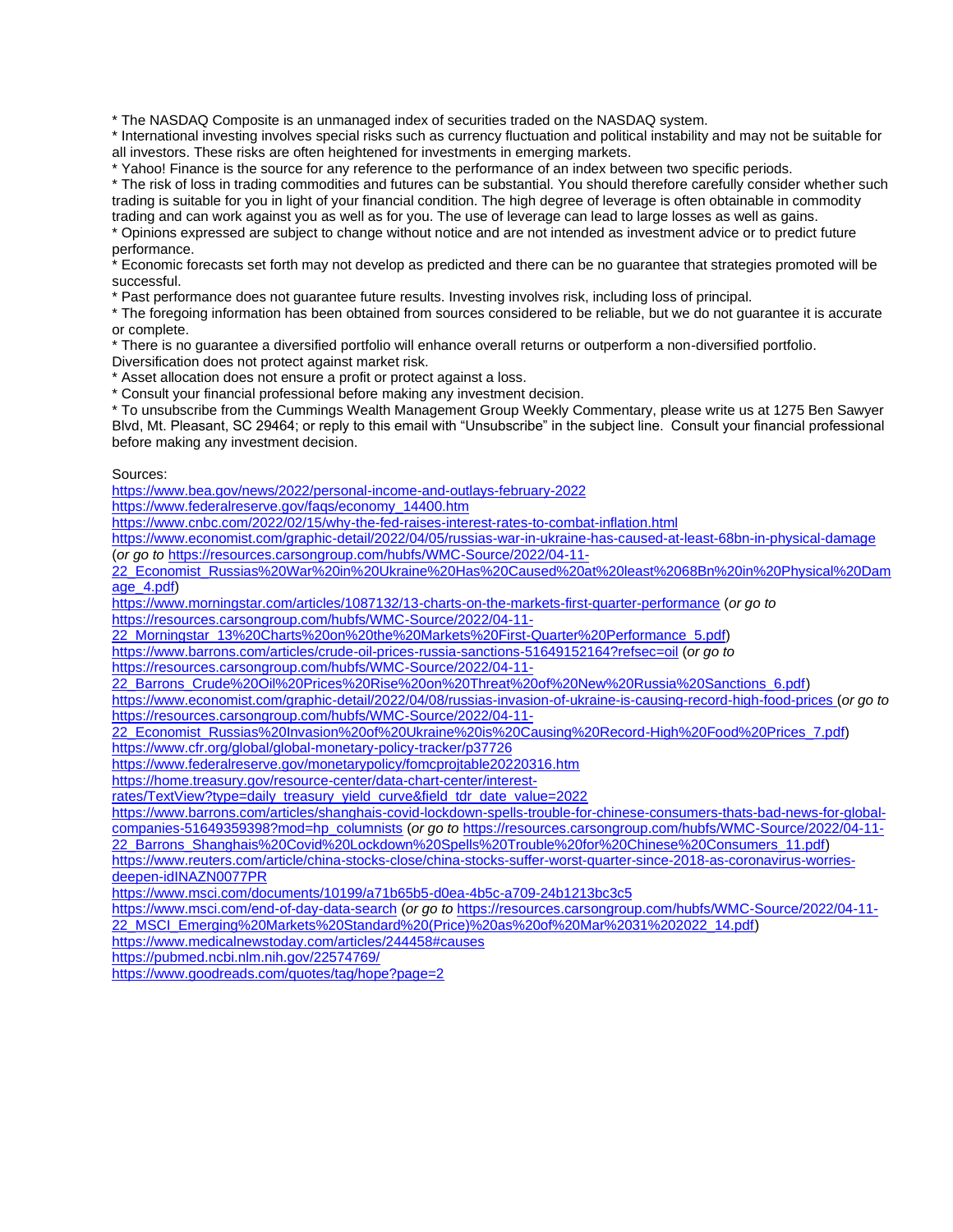* The NASDAQ Composite is an unmanaged index of securities traded on the NASDAQ system.
* International investing involves special risks such as currency fluctuation and political instability and may not be suitable for all investors. These risks are often heightened for investments in emerging markets.
* Yahoo! Finance is the source for any reference to the performance of an index between two specific periods.
* The risk of loss in trading commodities and futures can be substantial. You should therefore carefully consider whether such trading is suitable for you in light of your financial condition. The high degree of leverage is often obtainable in commodity trading and can work against you as well as for you. The use of leverage can lead to large losses as well as gains.
* Opinions expressed are subject to change without notice and are not intended as investment advice or to predict future performance.
* Economic forecasts set forth may not develop as predicted and there can be no guarantee that strategies promoted will be successful.
* Past performance does not guarantee future results. Investing involves risk, including loss of principal.
* The foregoing information has been obtained from sources considered to be reliable, but we do not guarantee it is accurate or complete.
* There is no guarantee a diversified portfolio will enhance overall returns or outperform a non-diversified portfolio. Diversification does not protect against market risk.
* Asset allocation does not ensure a profit or protect against a loss.
* Consult your financial professional before making any investment decision.
* To unsubscribe from the Cummings Wealth Management Group Weekly Commentary, please write us at 1275 Ben Sawyer Blvd, Mt. Pleasant, SC 29464; or reply to this email with "Unsubscribe" in the subject line. Consult your financial professional before making any investment decision.

Sources:
https://www.bea.gov/news/2022/personal-income-and-outlays-february-2022
https://www.federalreserve.gov/faqs/economy_14400.htm
https://www.cnbc.com/2022/02/15/why-the-fed-raises-interest-rates-to-combat-inflation.html
https://www.economist.com/graphic-detail/2022/04/05/russias-war-in-ukraine-has-caused-at-least-68bn-in-physical-damage (*or go to* https://resources.carsongroup.com/hubfs/WMC-Source/2022/04-11-22_Economist_Russias%20War%20in%20Ukraine%20Has%20Caused%20at%20least%2068Bn%20in%20Physical%20Damage_4.pdf)
https://www.morningstar.com/articles/1087132/13-charts-on-the-markets-first-quarter-performance (*or go to* https://resources.carsongroup.com/hubfs/WMC-Source/2022/04-11-22_Morningstar_13%20Charts%20on%20the%20Markets%20First-Quarter%20Performance_5.pdf)
https://www.barrons.com/articles/crude-oil-prices-russia-sanctions-51649152164?refsec=oil (*or go to* https://resources.carsongroup.com/hubfs/WMC-Source/2022/04-11-22_Barrons_Crude%20Oil%20Prices%20Rise%20on%20Threat%20of%20New%20Russia%20Sanctions_6.pdf)
https://www.economist.com/graphic-detail/2022/04/08/russias-invasion-of-ukraine-is-causing-record-high-food-prices (*or go to* https://resources.carsongroup.com/hubfs/WMC-Source/2022/04-11-22_Economist_Russias%20Invasion%20of%20Ukraine%20is%20Causing%20Record-High%20Food%20Prices_7.pdf)
https://www.cfr.org/global/global-monetary-policy-tracker/p37726
https://www.federalreserve.gov/monetarypolicy/fomcprojtable20220316.htm
https://home.treasury.gov/resource-center/data-chart-center/interest-rates/TextView?type=daily_treasury_yield_curve&field_tdr_date_value=2022
https://www.barrons.com/articles/shanghais-covid-lockdown-spells-trouble-for-chinese-consumers-thats-bad-news-for-global-companies-51649359398?mod=hp_columnists (*or go to* https://resources.carsongroup.com/hubfs/WMC-Source/2022/04-11-22_Barrons_Shanghais%20Covid%20Lockdown%20Spells%20Trouble%20for%20Chinese%20Consumers_11.pdf)
https://www.reuters.com/article/china-stocks-close/china-stocks-suffer-worst-quarter-since-2018-as-coronavirus-worries-deepen-idINAZN0077PR
https://www.msci.com/documents/10199/a71b65b5-d0ea-4b5c-a709-24b1213bc3c5
https://www.msci.com/end-of-day-data-search (*or go to* https://resources.carsongroup.com/hubfs/WMC-Source/2022/04-11-22_MSCI_Emerging%20Markets%20Standard%20(Price)%20as%20of%20Mar%2031%202022_14.pdf)
https://www.medicalnewstoday.com/articles/244458#causes
https://pubmed.ncbi.nlm.nih.gov/22574769/
https://www.goodreads.com/quotes/tag/hope?page=2